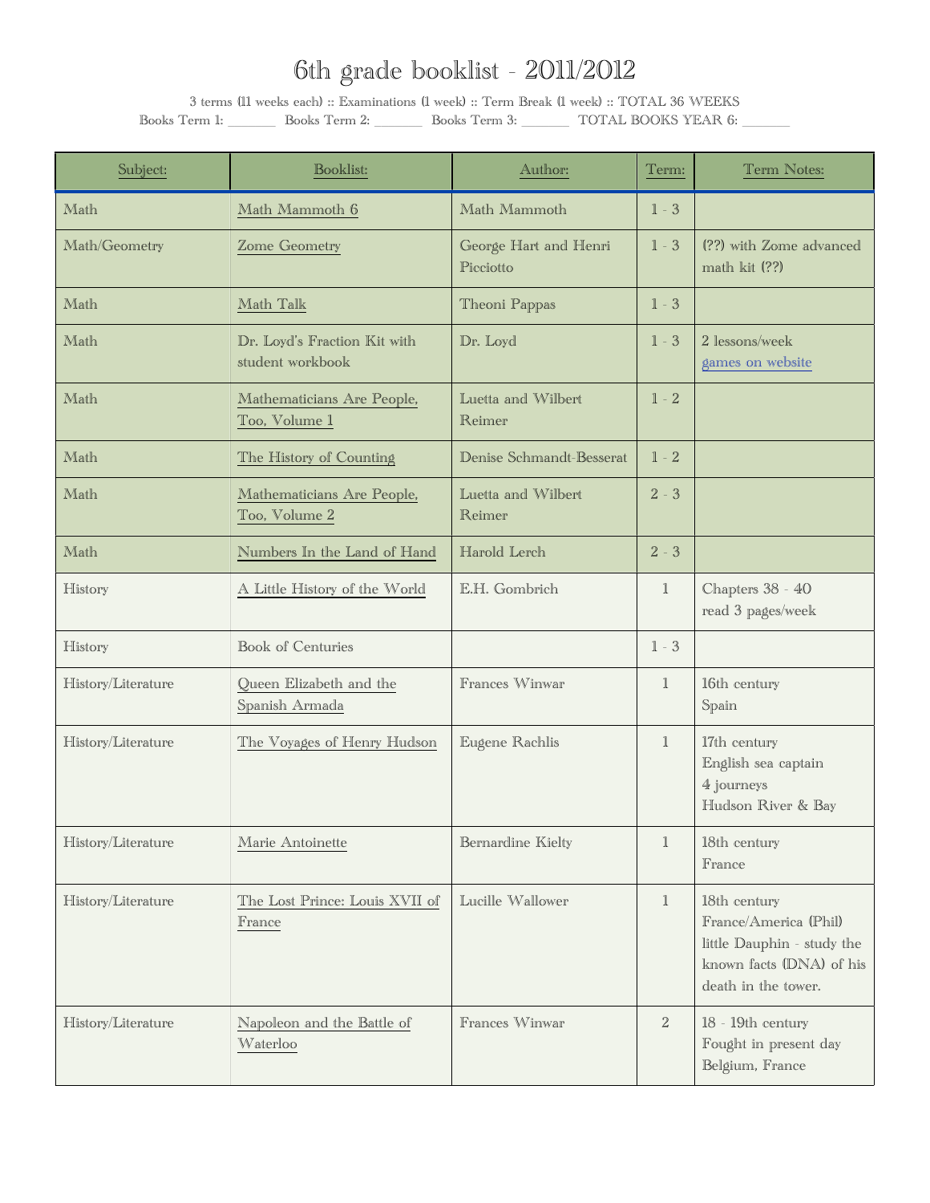# 6th grade booklist - 2011/2012

3 terms (11 weeks each) :: Examinations (1 week) :: Term Break (1 week) :: TOTAL 36 WEEKS

Books Term 1: _______ Books Term 2: _______ Books Term 3: _______ TOTAL BOOKS YEAR 6: _______

| Subject: | Booklist: | Author: | Term: | Term Notes: |
|---|---|---|---|---|
| Math | Math Mammoth 6 | Math Mammoth | 1 - 3 | |
| Math/Geometry | Zome Geometry | George Hart and Henri Picciotto | 1 - 3 | (??) with Zome advanced math kit (??) |
| Math | Math Talk | Theoni Pappas | 1 - 3 | |
| Math | Dr. Loyd's Fraction Kit with student workbook | Dr. Loyd | 1 - 3 | 2 lessons/week<br>games on website |
| Math | Mathematicians Are People, Too, Volume 1 | Luetta and Wilbert Reimer | 1 - 2 | |
| Math | The History of Counting | Denise Schmandt-Besserat | 1 - 2 | |
| Math | Mathematicians Are People, Too, Volume 2 | Luetta and Wilbert Reimer | 2 - 3 | |
| Math | Numbers In the Land of Hand | Harold Lerch | 2 - 3 | |
| History | A Little History of the World | E.H. Gombrich | 1 | Chapters 38 - 40<br>read 3 pages/week |
| History | Book of Centuries | | 1 - 3 | |
| History/Literature | Queen Elizabeth and the Spanish Armada | Frances Winwar | 1 | 16th century<br>Spain |
| History/Literature | The Voyages of Henry Hudson | Eugene Rachlis | 1 | 17th century<br>English sea captain<br>4 journeys<br>Hudson River & Bay |
| History/Literature | Marie Antoinette | Bernardine Kielty | 1 | 18th century<br>France |
| History/Literature | The Lost Prince: Louis XVII of France | Lucille Wallower | 1 | 18th century<br>France/America (Phil)<br>little Dauphin - study the known facts (DNA) of his death in the tower. |
| History/Literature | Napoleon and the Battle of Waterloo | Frances Winwar | 2 | 18 - 19th century<br>Fought in present day Belgium, France |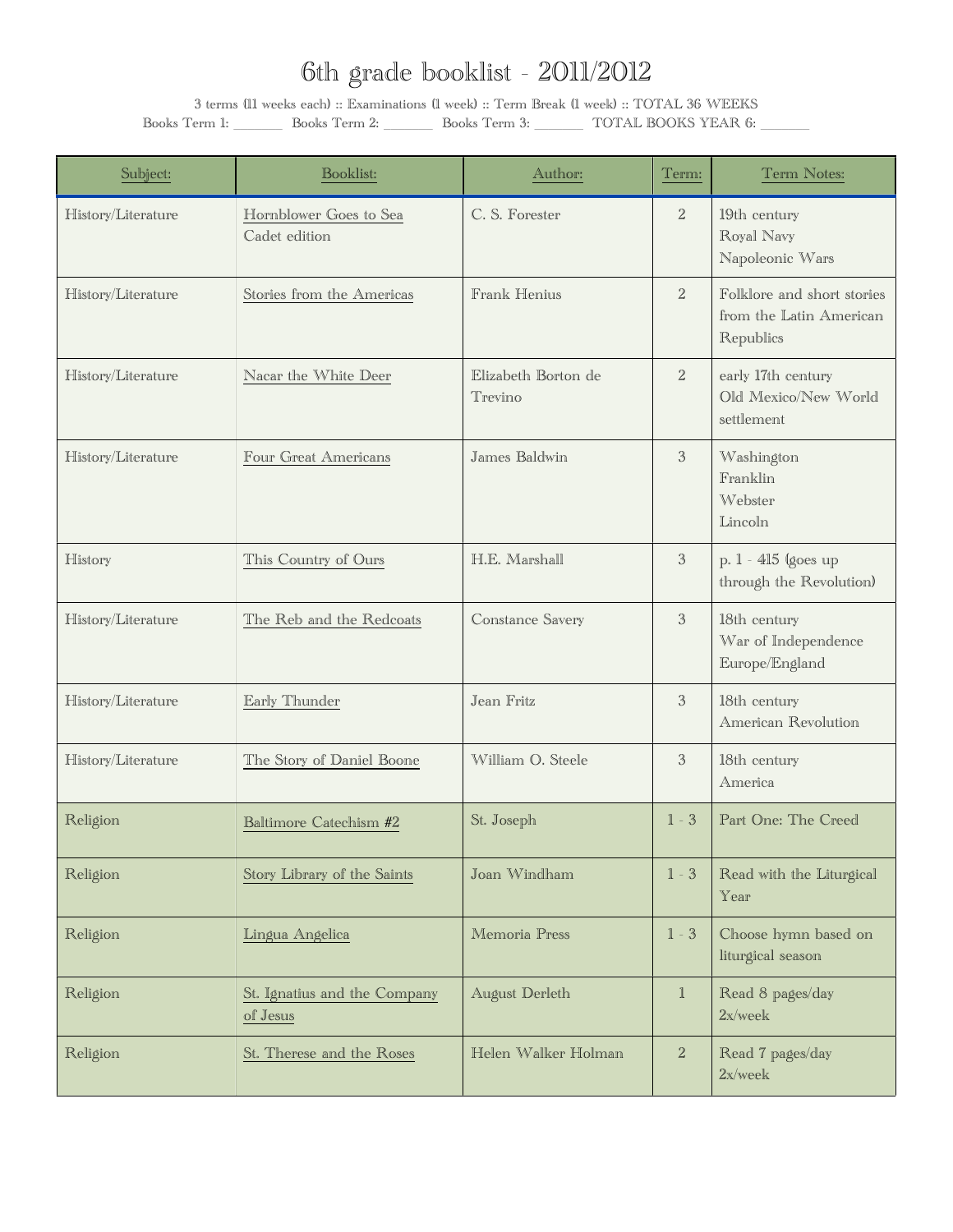# 6th grade booklist - 2011/2012

3 terms (11 weeks each) :: Examinations (1 week) :: Term Break (1 week) :: TOTAL 36 WEEKS

Books Term 1: _______ Books Term 2: _______ Books Term 3: _______ TOTAL BOOKS YEAR 6: _______

| Subject: | Booklist: | Author: | Term: | Term Notes: |
|---|---|---|---|---|
| History/Literature | Hornblower Goes to Sea<br>Cadet edition | C. S. Forester | 2 | 19th century<br>Royal Navy<br>Napoleonic Wars |
| History/Literature | Stories from the Americas | Frank Henius | 2 | Folklore and short stories from the Latin American Republics |
| History/Literature | Nacar the White Deer | Elizabeth Borton de Trevino | 2 | early 17th century<br>Old Mexico/New World settlement |
| History/Literature | Four Great Americans | James Baldwin | 3 | Washington<br>Franklin<br>Webster<br>Lincoln |
| History | This Country of Ours | H.E. Marshall | 3 | p. 1 - 415 (goes up through the Revolution) |
| History/Literature | The Reb and the Redcoats | Constance Savery | 3 | 18th century<br>War of Independence<br>Europe/England |
| History/Literature | Early Thunder | Jean Fritz | 3 | 18th century<br>American Revolution |
| History/Literature | The Story of Daniel Boone | William O. Steele | 3 | 18th century<br>America |
| Religion | Baltimore Catechism #2 | St. Joseph | 1 - 3 | Part One: The Creed |
| Religion | Story Library of the Saints | Joan Windham | 1 - 3 | Read with the Liturgical Year |
| Religion | Lingua Angelica | Memoria Press | 1 - 3 | Choose hymn based on liturgical season |
| Religion | St. Ignatius and the Company of Jesus | August Derleth | 1 | Read 8 pages/day<br>2x/week |
| Religion | St. Therese and the Roses | Helen Walker Holman | 2 | Read 7 pages/day<br>2x/week |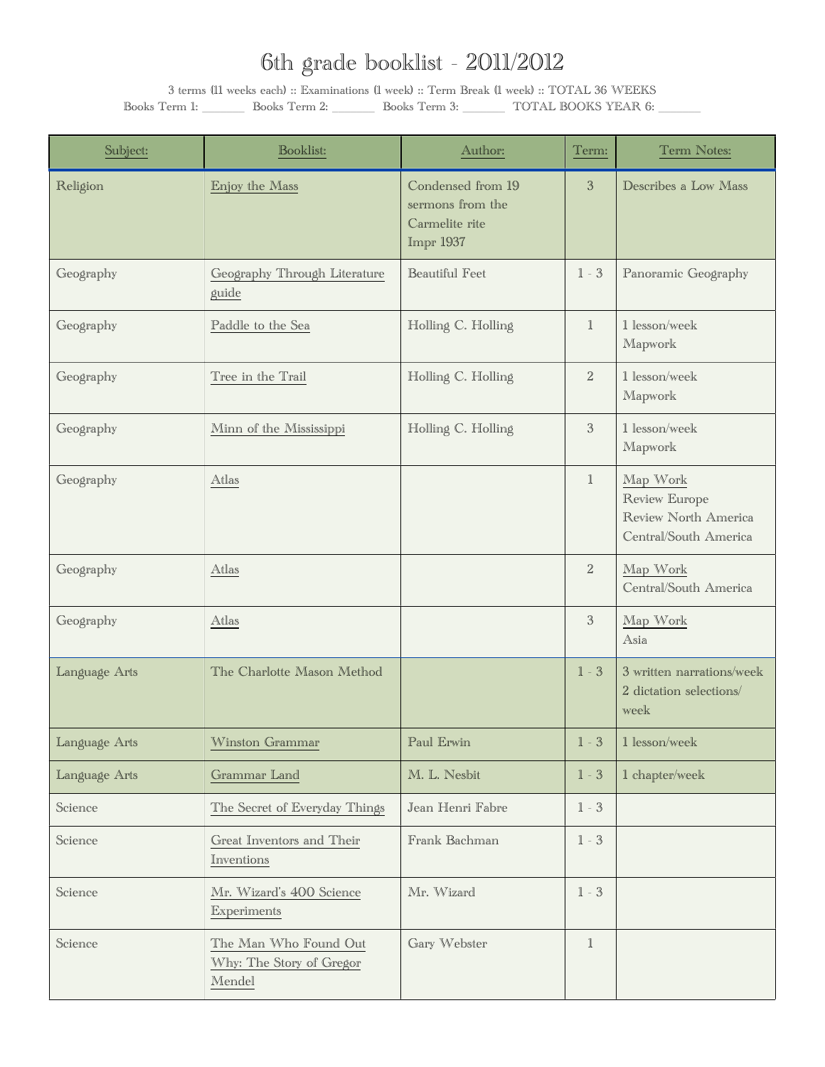# 6th grade booklist - 2011/2012

3 terms (11 weeks each) :: Examinations (1 week) :: Term Break (1 week) :: TOTAL 36 WEEKS

Books Term 1: _______ Books Term 2: _______ Books Term 3: _______ TOTAL BOOKS YEAR 6: _______

| Subject: | Booklist: | Author: | Term: | Term Notes: |
|---|---|---|---|---|
| Religion | Enjoy the Mass | Condensed from 19 sermons from the Carmelite rite Impr 1937 | 3 | Describes a Low Mass |
| Geography | Geography Through Literature guide | Beautiful Feet | 1 - 3 | Panoramic Geography |
| Geography | Paddle to the Sea | Holling C. Holling | 1 | 1 lesson/week<br>Mapwork |
| Geography | Tree in the Trail | Holling C. Holling | 2 | 1 lesson/week<br>Mapwork |
| Geography | Minn of the Mississippi | Holling C. Holling | 3 | 1 lesson/week<br>Mapwork |
| Geography | Atlas | | 1 | Map Work<br>Review Europe<br>Review North America<br>Central/South America |
| Geography | Atlas | | 2 | Map Work<br>Central/South America |
| Geography | Atlas | | 3 | Map Work<br>Asia |
| Language Arts | The Charlotte Mason Method | | 1 - 3 | 3 written narrations/week<br>2 dictation selections/ week |
| Language Arts | Winston Grammar | Paul Erwin | 1 - 3 | 1 lesson/week |
| Language Arts | Grammar Land | M. L. Nesbit | 1 - 3 | 1 chapter/week |
| Science | The Secret of Everyday Things | Jean Henri Fabre | 1 - 3 | |
| Science | Great Inventors and Their Inventions | Frank Bachman | 1 - 3 | |
| Science | Mr. Wizard's 400 Science Experiments | Mr. Wizard | 1 - 3 | |
| Science | The Man Who Found Out Why: The Story of Gregor Mendel | Gary Webster | 1 | |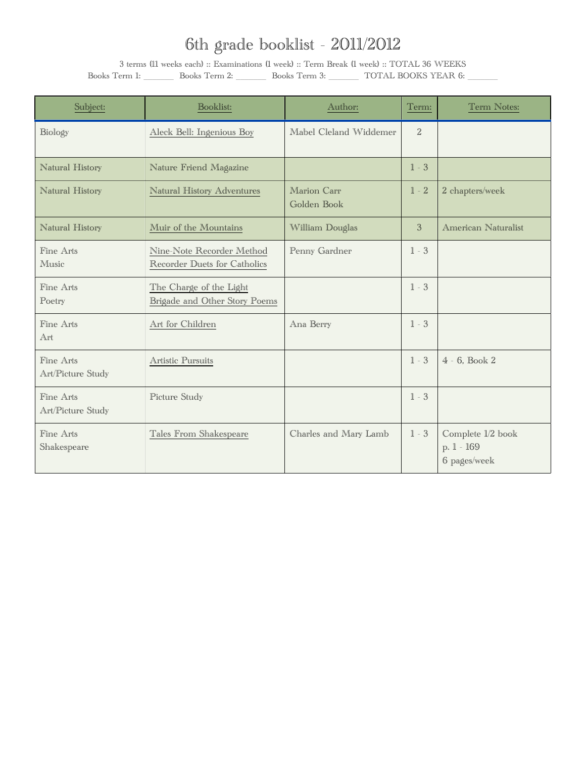# 6th grade booklist - 2011/2012

3 terms (11 weeks each) :: Examinations (1 week) :: Term Break (1 week) :: TOTAL 36 WEEKS

Books Term 1: _______ Books Term 2: _______ Books Term 3: _______ TOTAL BOOKS YEAR 6: _______

| Subject: | Booklist: | Author: | Term: | Term Notes: |
|---|---|---|---|---|
| Biology | Aleck Bell: Ingenious Boy | Mabel Cleland Widdemer | 2 | |
| Natural History | Nature Friend Magazine | | 1 - 3 | |
| Natural History | Natural History Adventures | Marion Carr<br>Golden Book | 1 - 2 | 2 chapters/week |
| Natural History | Muir of the Mountains | William Douglas | 3 | American Naturalist |
| Fine Arts<br>Music | Nine-Note Recorder Method<br>Recorder Duets for Catholics | Penny Gardner | 1 - 3 | |
| Fine Arts<br>Poetry | The Charge of the Light Brigade and Other Story Poems | | 1 - 3 | |
| Fine Arts<br>Art | Art for Children | Ana Berry | 1 - 3 | |
| Fine Arts<br>Art/Picture Study | Artistic Pursuits | | 1 - 3 | 4 - 6, Book 2 |
| Fine Arts<br>Art/Picture Study | Picture Study | | 1 - 3 | |
| Fine Arts<br>Shakespeare | Tales From Shakespeare | Charles and Mary Lamb | 1 - 3 | Complete 1/2 book<br>p. 1 - 169<br>6 pages/week |